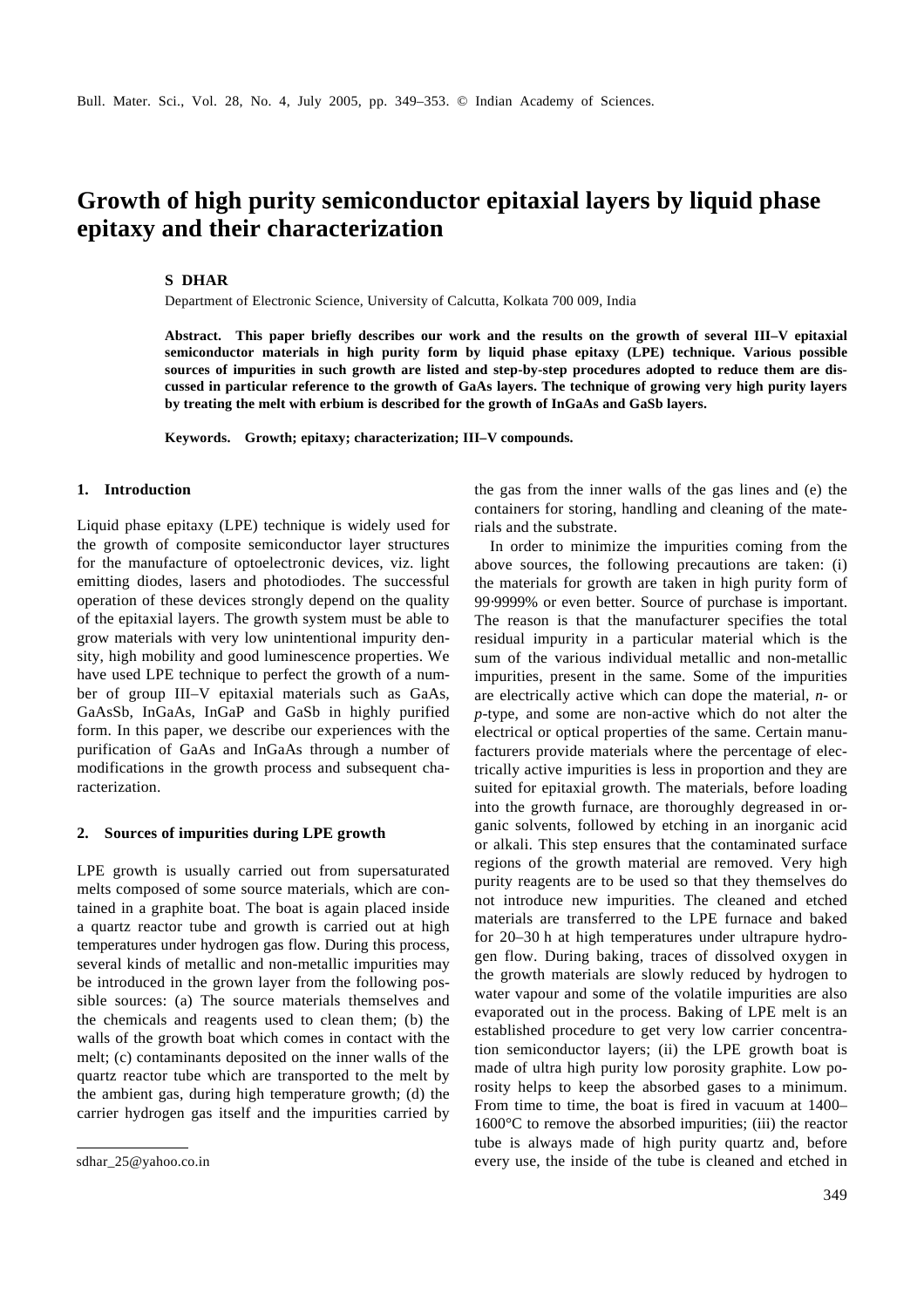# Growth of high purity semiconductor epitaxial layers by liquid phase epitaxy and their characterization

**S DHAR**

Department of Electronic Science, University of Calcutta, Kolkata 700 009, India

**Abstract. This paper briefly describes our work and the results on the growth of several III–V epitaxial semiconductor materials in high purity form by liquid phase epitaxy (LPE) technique. Various possible sources of impurities in such growth are listed and step-by-step procedures adopted to reduce them are discussed in particular reference to the growth of GaAs layers. The technique of growing very high purity layers by treating the melt with erbium is described for the growth of InGaAs and GaSb layers.**

**Keywords. Growth; epitaxy; characterization; III–V compounds.**

## 1. Introduction

Liquid phase epitaxy (LPE) technique is widely used for the growth of composite semiconductor layer structures for the manufacture of optoelectronic devices, viz. light emitting diodes, lasers and photodiodes. The successful operation of these devices strongly depend on the quality of the epitaxial layers. The growth system must be able to grow materials with very low unintentional impurity density, high mobility and good luminescence properties. We have used LPE technique to perfect the growth of a number of group III–V epitaxial materials such as GaAs, GaAsSb, InGaAs, InGaP and GaSb in highly purified form. In this paper, we describe our experiences with the purification of GaAs and InGaAs through a number of modifications in the growth process and subsequent characterization.

## 2. Sources of impurities during LPE growth

LPE growth is usually carried out from supersaturated melts composed of some source materials, which are contained in a graphite boat. The boat is again placed inside a quartz reactor tube and growth is carried out at high temperatures under hydrogen gas flow. During this process, several kinds of metallic and non-metallic impurities may be introduced in the grown layer from the following possible sources: (a) The source materials themselves and the chemicals and reagents used to clean them; (b) the walls of the growth boat which comes in contact with the melt; (c) contaminants deposited on the inner walls of the quartz reactor tube which are transported to the melt by the ambient gas, during high temperature growth; (d) the carrier hydrogen gas itself and the impurities carried by the gas from the inner walls of the gas lines and (e) the containers for storing, handling and cleaning of the materials and the substrate.

In order to minimize the impurities coming from the above sources, the following precautions are taken: (i) the materials for growth are taken in high purity form of 99·9999% or even better. Source of purchase is important. The reason is that the manufacturer specifies the total residual impurity in a particular material which is the sum of the various individual metallic and non-metallic impurities, present in the same. Some of the impurities are electrically active which can dope the material, *n*- or *p*-type, and some are non-active which do not alter the electrical or optical properties of the same. Certain manufacturers provide materials where the percentage of electrically active impurities is less in proportion and they are suited for epitaxial growth. The materials, before loading into the growth furnace, are thoroughly degreased in organic solvents, followed by etching in an inorganic acid or alkali. This step ensures that the contaminated surface regions of the growth material are removed. Very high purity reagents are to be used so that they themselves do not introduce new impurities. The cleaned and etched materials are transferred to the LPE furnace and baked for 20–30 h at high temperatures under ultrapure hydrogen flow. During baking, traces of dissolved oxygen in the growth materials are slowly reduced by hydrogen to water vapour and some of the volatile impurities are also evaporated out in the process. Baking of LPE melt is an established procedure to get very low carrier concentration semiconductor layers; (ii) the LPE growth boat is made of ultra high purity low porosity graphite. Low porosity helps to keep the absorbed gases to a minimum. From time to time, the boat is fired in vacuum at 1400–1600°C to remove the absorbed impurities; (iii) the reactor tube is always made of high purity quartz and, before every use, the inside of the tube is cleaned and etched in

sdhar_25@yahoo.co.in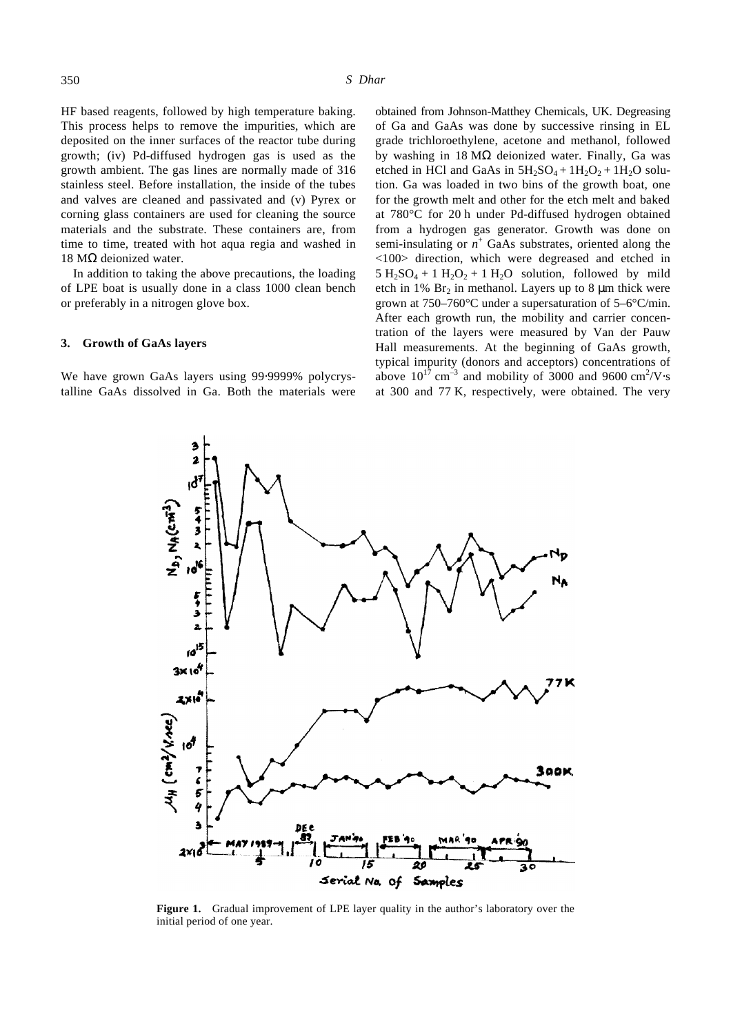HF based reagents, followed by high temperature baking. This process helps to remove the impurities, which are deposited on the inner surfaces of the reactor tube during growth; (iv) Pd-diffused hydrogen gas is used as the growth ambient. The gas lines are normally made of 316 stainless steel. Before installation, the inside of the tubes and valves are cleaned and passivated and (v) Pyrex or corning glass containers are used for cleaning the source materials and the substrate. These containers are, from time to time, treated with hot aqua regia and washed in 18 MΩ deionized water.

In addition to taking the above precautions, the loading of LPE boat is usually done in a class 1000 clean bench or preferably in a nitrogen glove box.

## 3. Growth of GaAs layers

We have grown GaAs layers using 99·9999% polycrystalline GaAs dissolved in Ga. Both the materials were obtained from Johnson-Matthey Chemicals, UK. Degreasing of Ga and GaAs was done by successive rinsing in EL grade trichloroethylene, acetone and methanol, followed by washing in 18 MΩ deionized water. Finally, Ga was etched in HCl and GaAs in $5H_2SO_4 + 1H_2O_2 + 1H_2O$ solution. Ga was loaded in two bins of the growth boat, one for the growth melt and other for the etch melt and baked at 780°C for 20 h under Pd-diffused hydrogen obtained from a hydrogen gas generator. Growth was done on semi-insulating or $n^+$ GaAs substrates, oriented along the <100> direction, which were degreased and etched in $5\,H_2SO_4 + 1\,H_2O_2 + 1\,H_2O$ solution, followed by mild etch in 1% $Br_2$ in methanol. Layers up to 8 μm thick were grown at 750–760°C under a supersaturation of 5–6°C/min. After each growth run, the mobility and carrier concentration of the layers were measured by Van der Pauw Hall measurements. At the beginning of GaAs growth, typical impurity (donors and acceptors) concentrations of above $10^{17}$ cm$^{-3}$ and mobility of 3000 and 9600 cm$^2$/V·s at 300 and 77 K, respectively, were obtained. The very

**Figure 1.** Gradual improvement of LPE layer quality in the author's laboratory over the initial period of one year.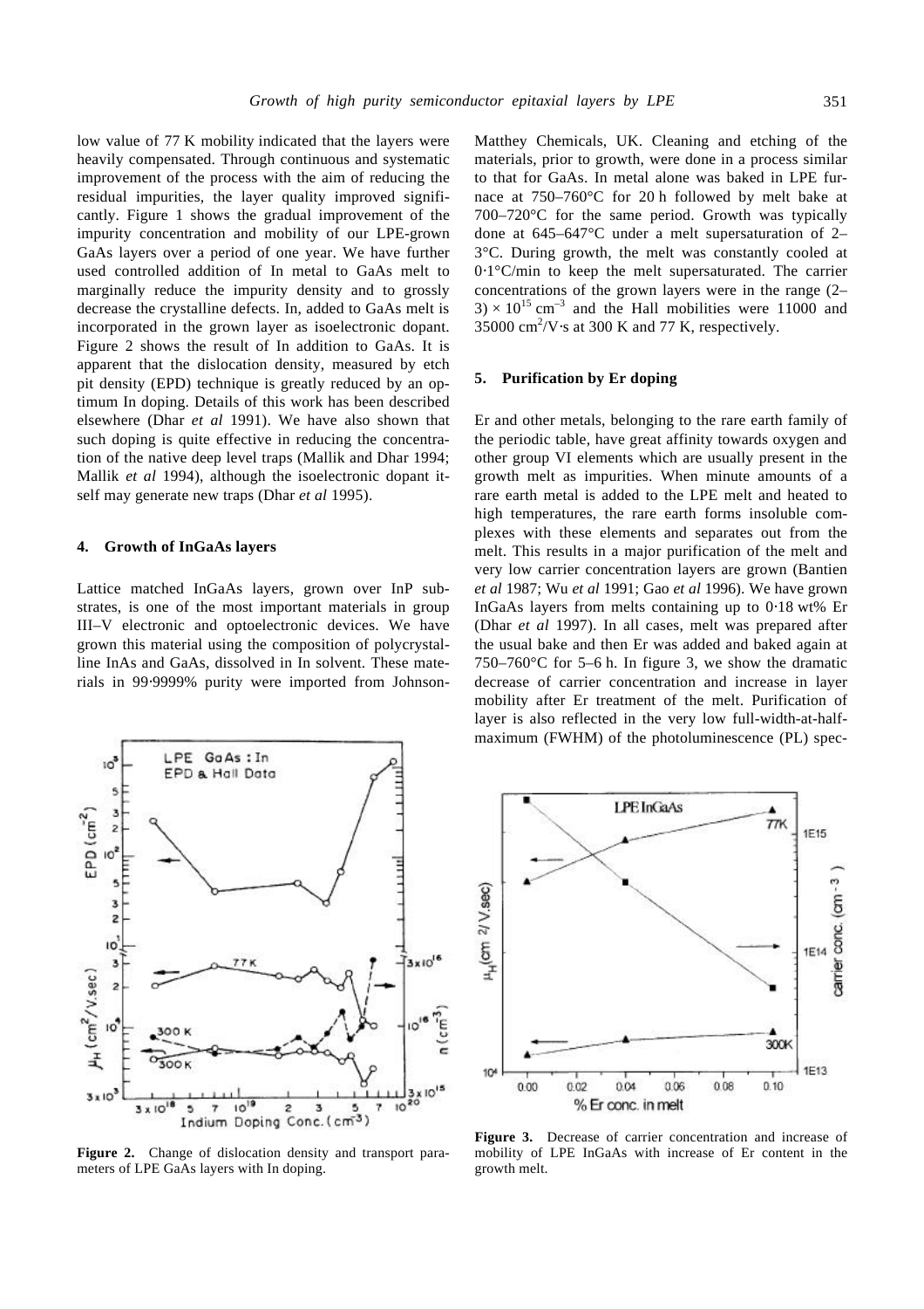low value of 77 K mobility indicated that the layers were heavily compensated. Through continuous and systematic improvement of the process with the aim of reducing the residual impurities, the layer quality improved significantly. Figure 1 shows the gradual improvement of the impurity concentration and mobility of our LPE-grown GaAs layers over a period of one year. We have further used controlled addition of In metal to GaAs melt to marginally reduce the impurity density and to grossly decrease the crystalline defects. In, added to GaAs melt is incorporated in the grown layer as isoelectronic dopant. Figure 2 shows the result of In addition to GaAs. It is apparent that the dislocation density, measured by etch pit density (EPD) technique is greatly reduced by an optimum In doping. Details of this work has been described elsewhere (Dhar *et al* 1991). We have also shown that such doping is quite effective in reducing the concentration of the native deep level traps (Mallik and Dhar 1994; Mallik *et al* 1994), although the isoelectronic dopant itself may generate new traps (Dhar *et al* 1995).

## 4. Growth of InGaAs layers

Lattice matched InGaAs layers, grown over InP substrates, is one of the most important materials in group III–V electronic and optoelectronic devices. We have grown this material using the composition of polycrystalline InAs and GaAs, dissolved in In solvent. These materials in 99·9999% purity were imported from Johnson-Matthey Chemicals, UK. Cleaning and etching of the materials, prior to growth, were done in a process similar to that for GaAs. In metal alone was baked in LPE furnace at 750–760°C for 20 h followed by melt bake at 700–720°C for the same period. Growth was typically done at 645–647°C under a melt supersaturation of 2–3°C. During growth, the melt was constantly cooled at 0·1°C/min to keep the melt supersaturated. The carrier concentrations of the grown layers were in the range $(2–3) \times 10^{15}$ cm$^{-3}$ and the Hall mobilities were 11000 and 35000 cm$^2$/V·s at 300 K and 77 K, respectively.

## 5. Purification by Er doping

Er and other metals, belonging to the rare earth family of the periodic table, have great affinity towards oxygen and other group VI elements which are usually present in the growth melt as impurities. When minute amounts of a rare earth metal is added to the LPE melt and heated to high temperatures, the rare earth forms insoluble complexes with these elements and separates out from the melt. This results in a major purification of the melt and very low carrier concentration layers are grown (Bantien *et al* 1987; Wu *et al* 1991; Gao *et al* 1996). We have grown InGaAs layers from melts containing up to 0·18 wt% Er (Dhar *et al* 1997). In all cases, melt was prepared after the usual bake and then Er was added and baked again at 750–760°C for 5–6 h. In figure 3, we show the dramatic decrease of carrier concentration and increase in layer mobility after Er treatment of the melt. Purification of layer is also reflected in the very low full-width-at-half-maximum (FWHM) of the photoluminescence (PL) spec-

**Figure 2.** Change of dislocation density and transport parameters of LPE GaAs layers with In doping.

**Figure 3.** Decrease of carrier concentration and increase of mobility of LPE InGaAs with increase of Er content in the growth melt.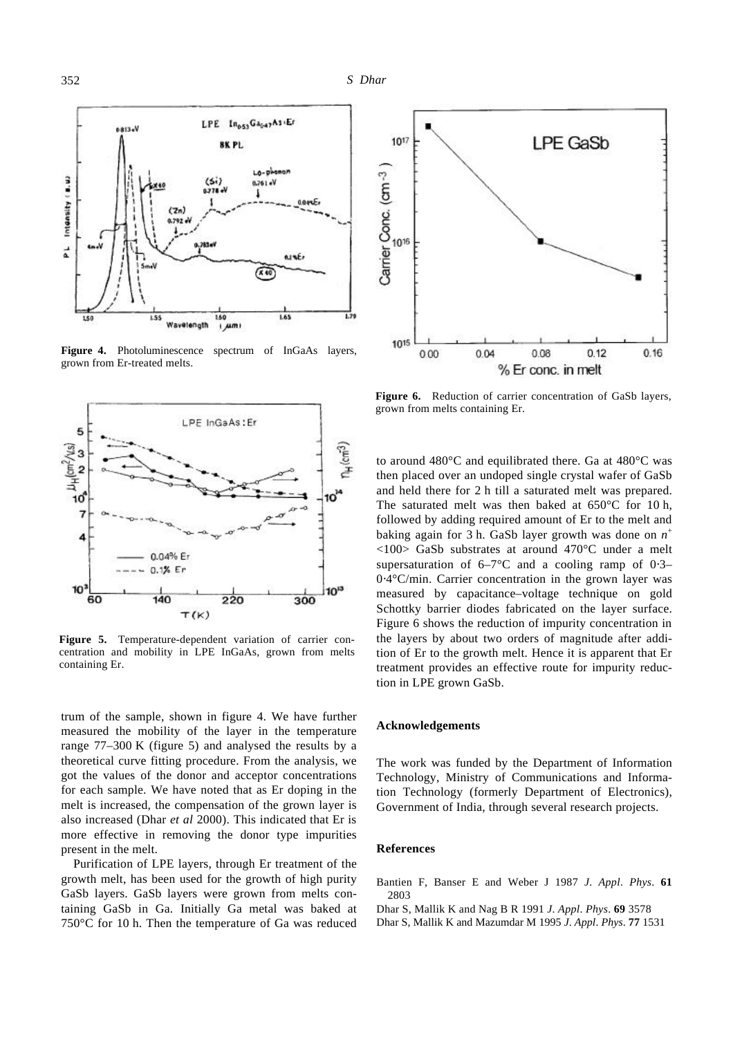**Figure 4.** Photoluminescence spectrum of InGaAs layers, grown from Er-treated melts.

**Figure 5.** Temperature-dependent variation of carrier concentration and mobility in LPE InGaAs, grown from melts containing Er.

trum of the sample, shown in figure 4. We have further measured the mobility of the layer in the temperature range 77–300 K (figure 5) and analysed the results by a theoretical curve fitting procedure. From the analysis, we got the values of the donor and acceptor concentrations for each sample. We have noted that as Er doping in the melt is increased, the compensation of the grown layer is also increased (Dhar *et al* 2000). This indicated that Er is more effective in removing the donor type impurities present in the melt.

Purification of LPE layers, through Er treatment of the growth melt, has been used for the growth of high purity GaSb layers. GaSb layers were grown from melts containing GaSb in Ga. Initially Ga metal was baked at 750°C for 10 h. Then the temperature of Ga was reduced to around 480°C and equilibrated there. Ga at 480°C was then placed over an undoped single crystal wafer of GaSb and held there for 2 h till a saturated melt was prepared. The saturated melt was then baked at 650°C for 10 h, followed by adding required amount of Er to the melt and baking again for 3 h. GaSb layer growth was done on $n^+$ <100> GaSb substrates at around 470°C under a melt supersaturation of 6–7°C and a cooling ramp of 0·3–0·4°C/min. Carrier concentration in the grown layer was measured by capacitance–voltage technique on gold Schottky barrier diodes fabricated on the layer surface. Figure 6 shows the reduction of impurity concentration in the layers by about two orders of magnitude after addition of Er to the growth melt. Hence it is apparent that Er treatment provides an effective route for impurity reduction in LPE grown GaSb.

**Figure 6.** Reduction of carrier concentration of GaSb layers, grown from melts containing Er.

## Acknowledgements

The work was funded by the Department of Information Technology, Ministry of Communications and Information Technology (formerly Department of Electronics), Government of India, through several research projects.

## References

Bantien F, Banser E and Weber J 1987 *J. Appl. Phys.* **61** 2803

Dhar S, Mallik K and Nag B R 1991 *J. Appl. Phys.* **69** 3578

Dhar S, Mallik K and Mazumdar M 1995 *J. Appl. Phys.* **77** 1531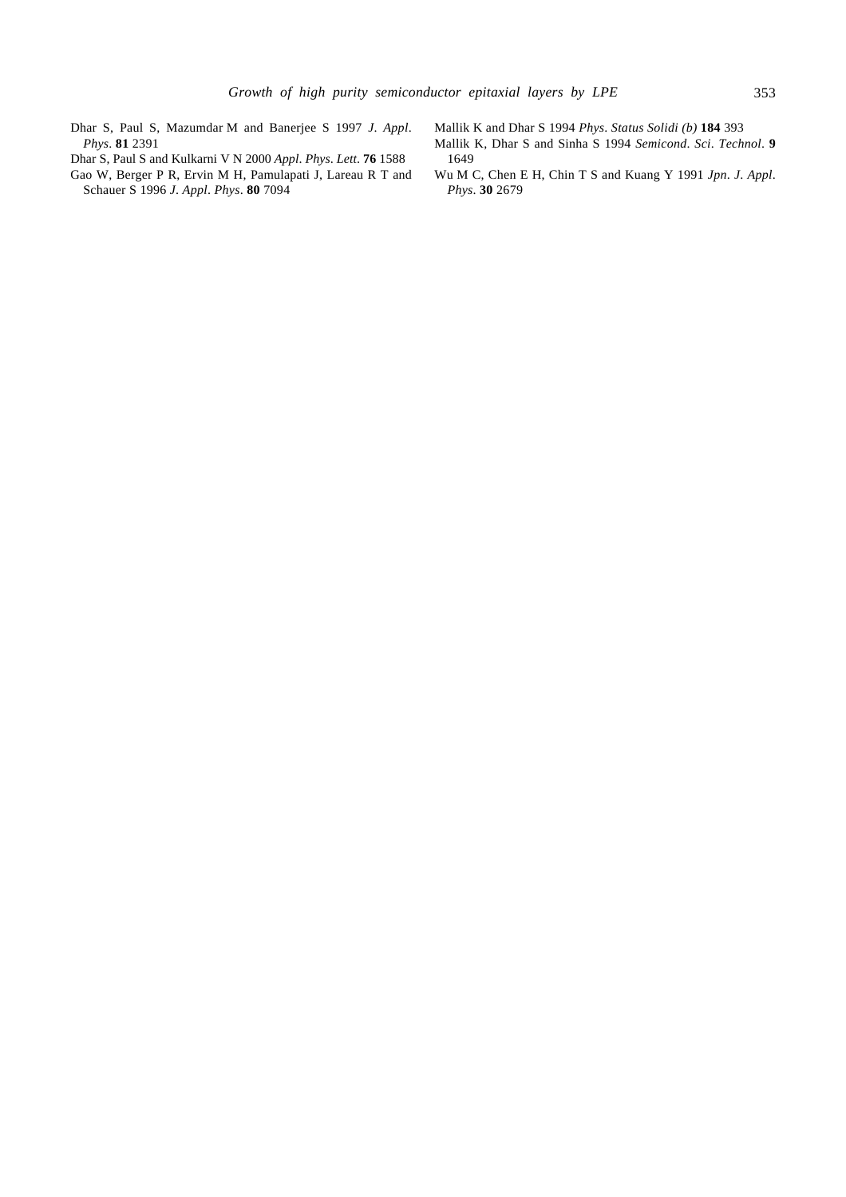Dhar S, Paul S, Mazumdar M and Banerjee S 1997 *J. Appl. Phys.* **81** 2391

Dhar S, Paul S and Kulkarni V N 2000 *Appl. Phys. Lett.* **76** 1588

Gao W, Berger P R, Ervin M H, Pamulapati J, Lareau R T and Schauer S 1996 *J. Appl. Phys.* **80** 7094

Mallik K and Dhar S 1994 *Phys. Status Solidi (b)* **184** 393

Mallik K, Dhar S and Sinha S 1994 *Semicond. Sci. Technol.* **9** 1649

Wu M C, Chen E H, Chin T S and Kuang Y 1991 *Jpn. J. Appl. Phys.* **30** 2679